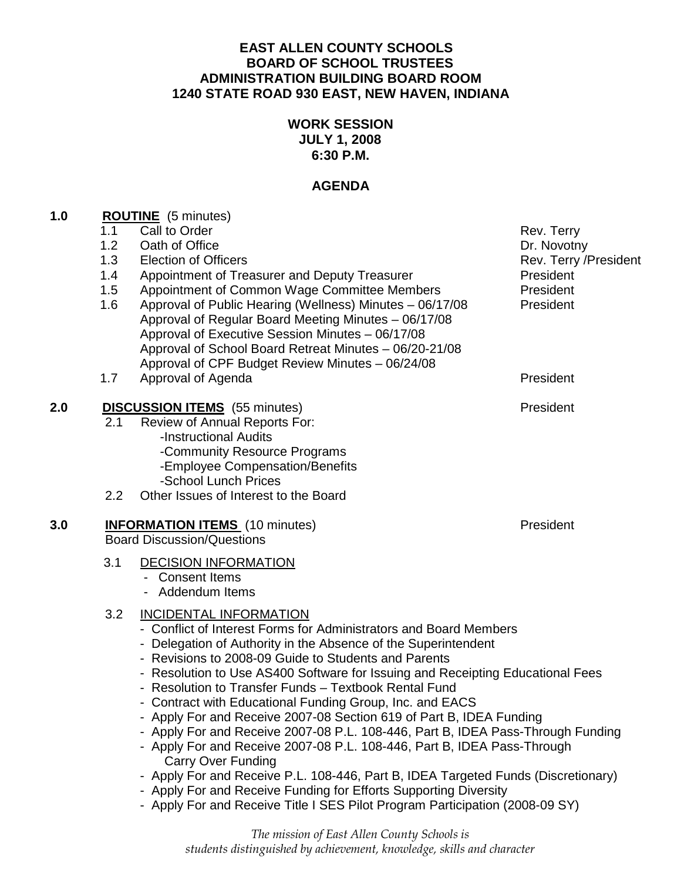# EAST ALLEN COUNTY SCHOOLS
## BOARD OF SCHOOL TRUSTEES
## ADMINISTRATION BUILDING BOARD ROOM
## 1240 STATE ROAD 930 EAST, NEW HAVEN, INDIANA

**WORK SESSION**
**JULY 1, 2008**
**6:30 P.M.**

**AGENDA**

**1.0 ROUTINE** (5 minutes)

| | | |
|---|---|---|
| 1.1 | Call to Order | Rev. Terry |
| 1.2 | Oath of Office | Dr. Novotny |
| 1.3 | Election of Officers | Rev. Terry /President |
| 1.4 | Appointment of Treasurer and Deputy Treasurer | President |
| 1.5 | Appointment of Common Wage Committee Members | President |
| 1.6 | Approval of Public Hearing (Wellness) Minutes – 06/17/08<br>Approval of Regular Board Meeting Minutes – 06/17/08<br>Approval of Executive Session Minutes – 06/17/08<br>Approval of School Board Retreat Minutes – 06/20-21/08<br>Approval of CPF Budget Review Minutes – 06/24/08 | President |
| 1.7 | Approval of Agenda | President |

**2.0 DISCUSSION ITEMS** (55 minutes) — President

- 2.1 Review of Annual Reports For:
  - -Instructional Audits
  - -Community Resource Programs
  - -Employee Compensation/Benefits
  - -School Lunch Prices
- 2.2 Other Issues of Interest to the Board

**3.0 INFORMATION ITEMS** (10 minutes) — President

Board Discussion/Questions

3.1 DECISION INFORMATION
- Consent Items
- Addendum Items

3.2 INCIDENTAL INFORMATION
- Conflict of Interest Forms for Administrators and Board Members
- Delegation of Authority in the Absence of the Superintendent
- Revisions to 2008-09 Guide to Students and Parents
- Resolution to Use AS400 Software for Issuing and Receipting Educational Fees
- Resolution to Transfer Funds – Textbook Rental Fund
- Contract with Educational Funding Group, Inc. and EACS
- Apply For and Receive 2007-08 Section 619 of Part B, IDEA Funding
- Apply For and Receive 2007-08 P.L. 108-446, Part B, IDEA Pass-Through Funding
- Apply For and Receive 2007-08 P.L. 108-446, Part B, IDEA Pass-Through Carry Over Funding
- Apply For and Receive P.L. 108-446, Part B, IDEA Targeted Funds (Discretionary)
- Apply For and Receive Funding for Efforts Supporting Diversity
- Apply For and Receive Title I SES Pilot Program Participation (2008-09 SY)

*The mission of East Allen County Schools is students distinguished by achievement, knowledge, skills and character*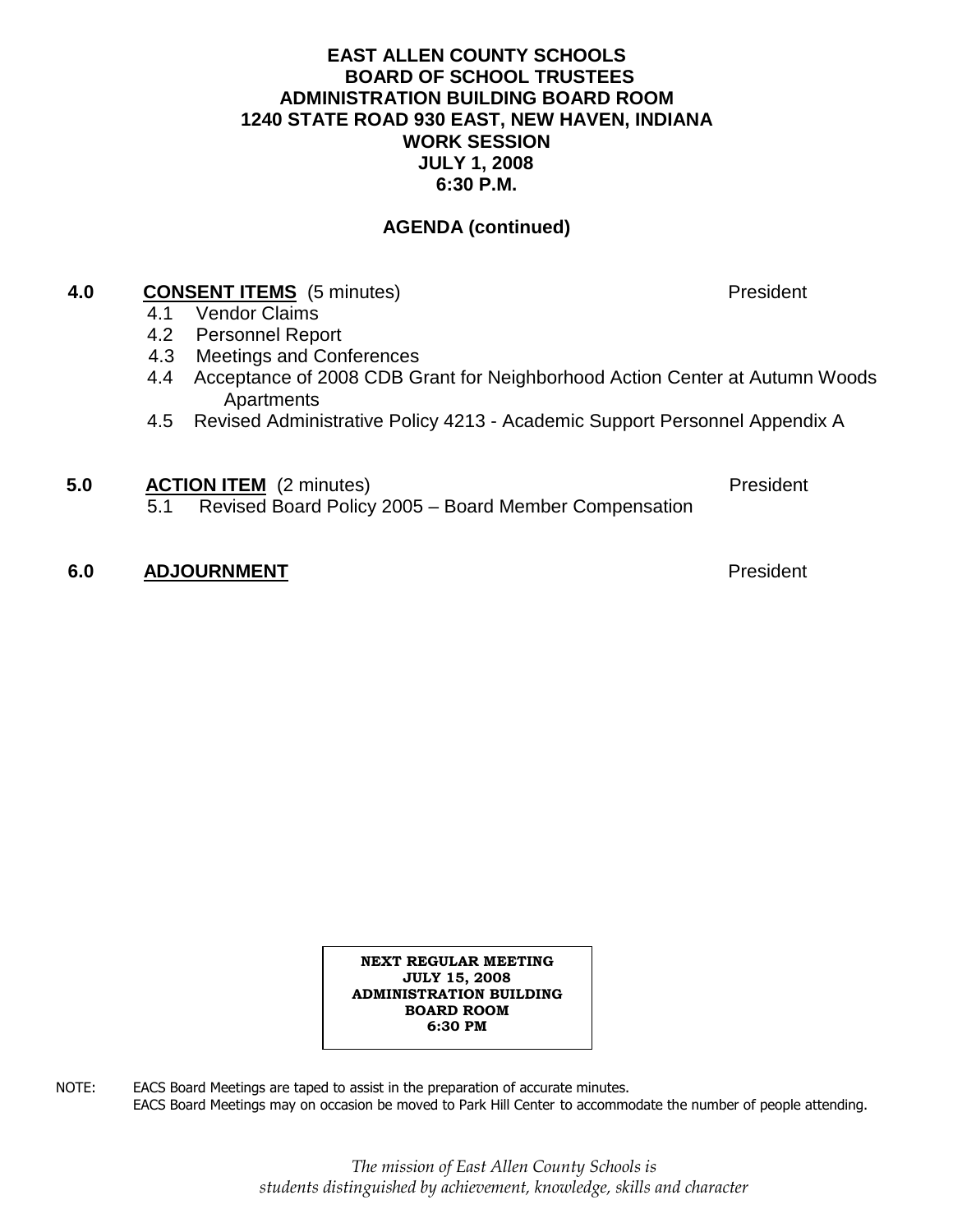**EAST ALLEN COUNTY SCHOOLS**
**BOARD OF SCHOOL TRUSTEES**
**ADMINISTRATION BUILDING BOARD ROOM**
**1240 STATE ROAD 930 EAST, NEW HAVEN, INDIANA**
**WORK SESSION**
**JULY 1, 2008**
**6:30 P.M.**

**AGENDA (continued)**

**4.0 CONSENT ITEMS** (5 minutes) — President

- 4.1 Vendor Claims
- 4.2 Personnel Report
- 4.3 Meetings and Conferences
- 4.4 Acceptance of 2008 CDB Grant for Neighborhood Action Center at Autumn Woods Apartments
- 4.5 Revised Administrative Policy 4213 - Academic Support Personnel Appendix A

**5.0 ACTION ITEM** (2 minutes) — President

- 5.1 Revised Board Policy 2005 – Board Member Compensation

**6.0 ADJOURNMENT** — President

**NEXT REGULAR MEETING**
**JULY 15, 2008**
**ADMINISTRATION BUILDING**
**BOARD ROOM**
**6:30 PM**

NOTE: EACS Board Meetings are taped to assist in the preparation of accurate minutes.
EACS Board Meetings may on occasion be moved to Park Hill Center to accommodate the number of people attending.

*The mission of East Allen County Schools is*
*students distinguished by achievement, knowledge, skills and character*